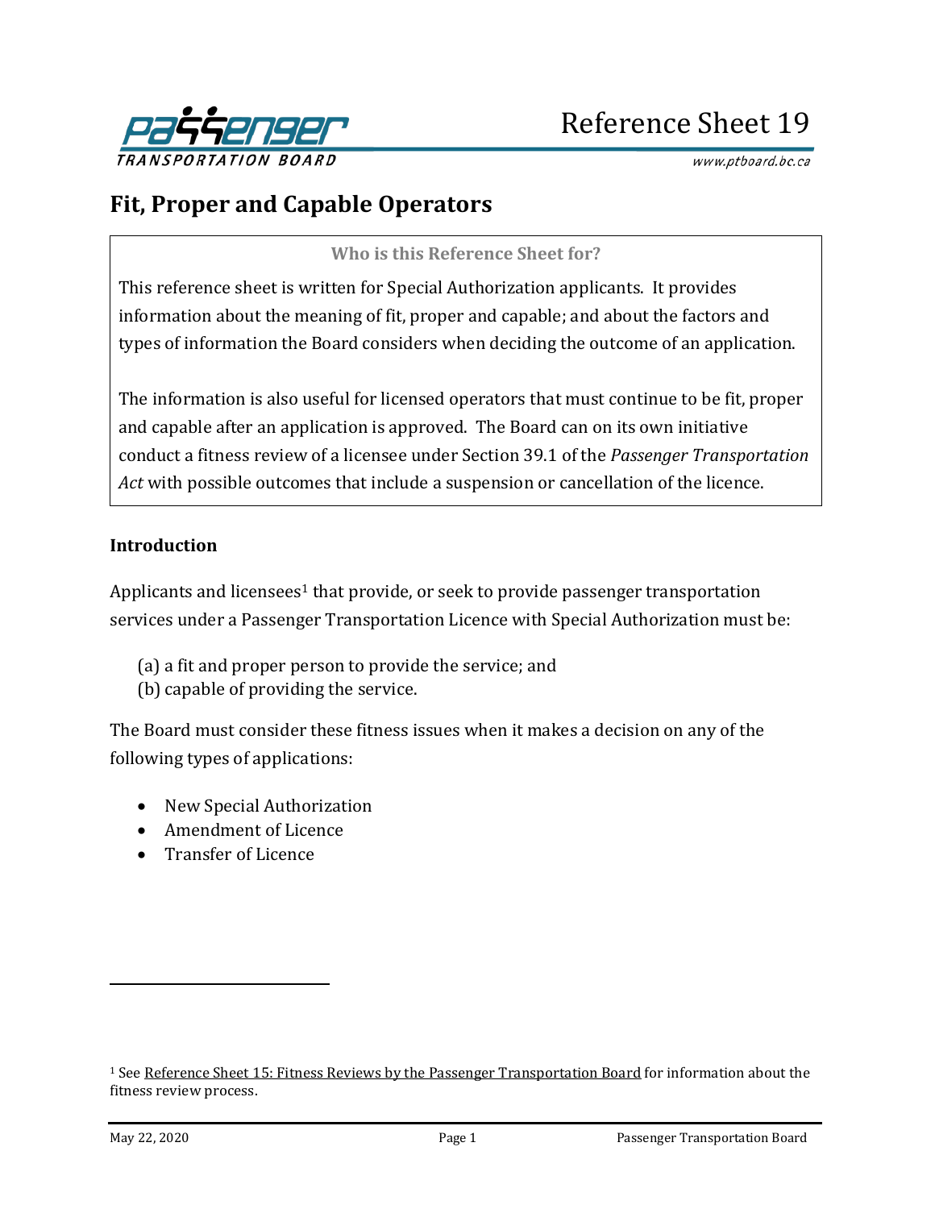# Reference Sheet 19

# Fit, Proper and Capable Operators

**Who is this Reference Sheet for?**

This reference sheet is written for Special Authorization applicants. It provides information about the meaning of fit, proper and capable; and about the factors and types of information the Board considers when deciding the outcome of an application.

The information is also useful for licensed operators that must continue to be fit, proper and capable after an application is approved. The Board can on its own initiative conduct a fitness review of a licensee under Section 39.1 of the *Passenger Transportation Act* with possible outcomes that include a suspension or cancellation of the licence.

## Introduction

Applicants and licensees[1] that provide, or seek to provide passenger transportation services under a Passenger Transportation Licence with Special Authorization must be:

(a) a fit and proper person to provide the service; and
(b) capable of providing the service.

The Board must consider these fitness issues when it makes a decision on any of the following types of applications:

- New Special Authorization
- Amendment of Licence
- Transfer of Licence

[1] See Reference Sheet 15: Fitness Reviews by the Passenger Transportation Board for information about the fitness review process.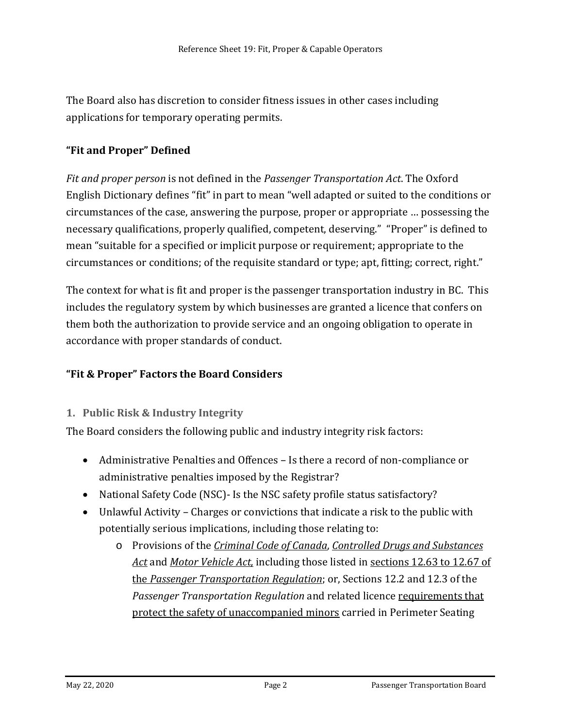The Board also has discretion to consider fitness issues in other cases including applications for temporary operating permits.

## "Fit and Proper" Defined

*Fit and proper person* is not defined in the *Passenger Transportation Act*. The Oxford English Dictionary defines "fit" in part to mean "well adapted or suited to the conditions or circumstances of the case, answering the purpose, proper or appropriate … possessing the necessary qualifications, properly qualified, competent, deserving." "Proper" is defined to mean "suitable for a specified or implicit purpose or requirement; appropriate to the circumstances or conditions; of the requisite standard or type; apt, fitting; correct, right."

The context for what is fit and proper is the passenger transportation industry in BC. This includes the regulatory system by which businesses are granted a licence that confers on them both the authorization to provide service and an ongoing obligation to operate in accordance with proper standards of conduct.

## "Fit & Proper" Factors the Board Considers

### 1. Public Risk & Industry Integrity

The Board considers the following public and industry integrity risk factors:

- Administrative Penalties and Offences – Is there a record of non-compliance or administrative penalties imposed by the Registrar?
- National Safety Code (NSC)- Is the NSC safety profile status satisfactory?
- Unlawful Activity – Charges or convictions that indicate a risk to the public with potentially serious implications, including those relating to:
  - Provisions of the *Criminal Code of Canada*, *Controlled Drugs and Substances Act* and *Motor Vehicle Act,* including those listed in sections 12.63 to 12.67 of the *Passenger Transportation Regulation*; or, Sections 12.2 and 12.3 of the *Passenger Transportation Regulation* and related licence requirements that protect the safety of unaccompanied minors carried in Perimeter Seating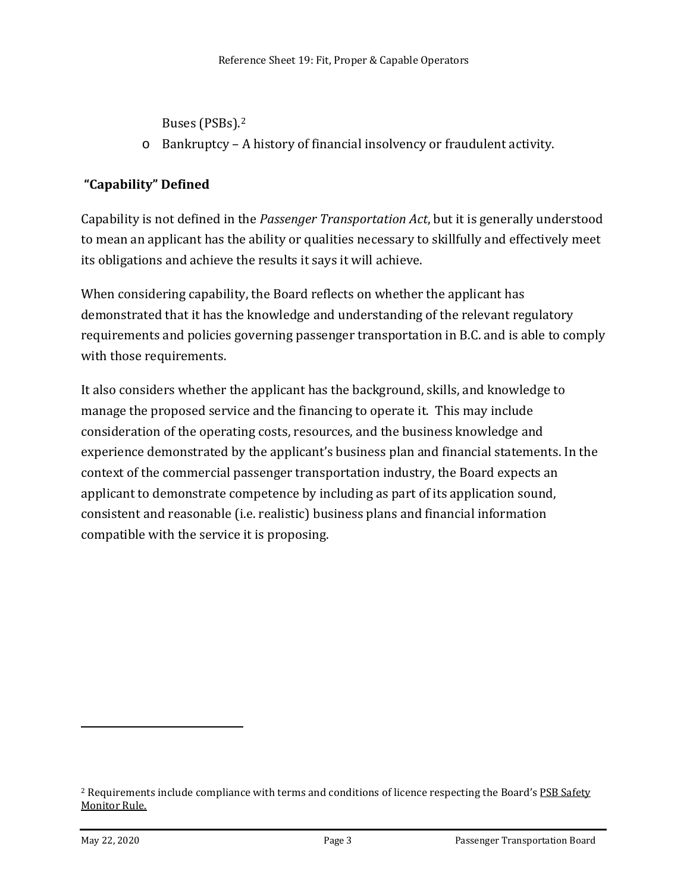Buses (PSBs).[2]

- Bankruptcy – A history of financial insolvency or fraudulent activity.

## "Capability" Defined

Capability is not defined in the *Passenger Transportation Act*, but it is generally understood to mean an applicant has the ability or qualities necessary to skillfully and effectively meet its obligations and achieve the results it says it will achieve.

When considering capability, the Board reflects on whether the applicant has demonstrated that it has the knowledge and understanding of the relevant regulatory requirements and policies governing passenger transportation in B.C. and is able to comply with those requirements.

It also considers whether the applicant has the background, skills, and knowledge to manage the proposed service and the financing to operate it. This may include consideration of the operating costs, resources, and the business knowledge and experience demonstrated by the applicant's business plan and financial statements. In the context of the commercial passenger transportation industry, the Board expects an applicant to demonstrate competence by including as part of its application sound, consistent and reasonable (i.e. realistic) business plans and financial information compatible with the service it is proposing.

---

[2] Requirements include compliance with terms and conditions of licence respecting the Board's PSB Safety Monitor Rule.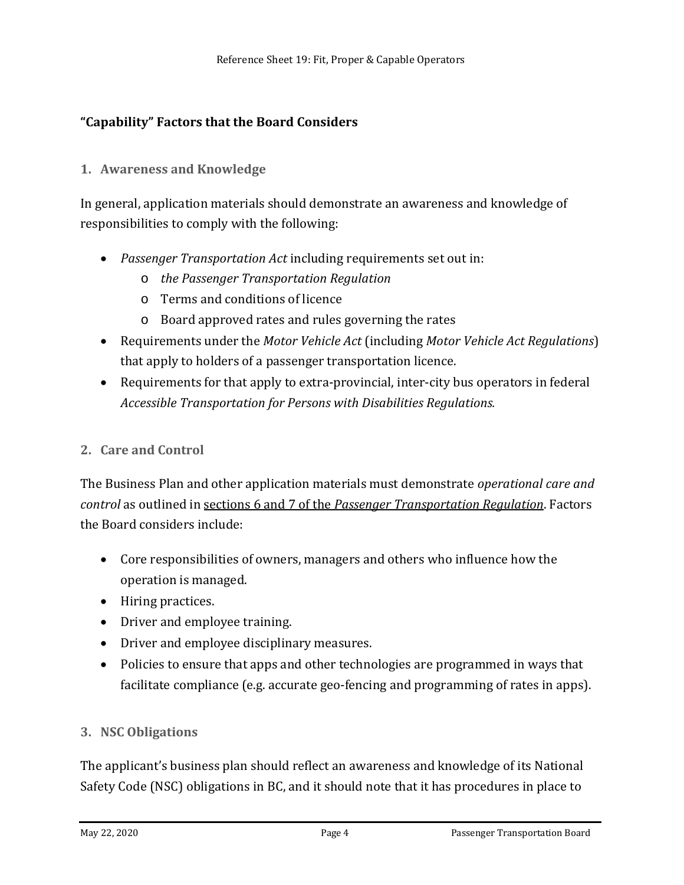### "Capability" Factors that the Board Considers

#### 1. Awareness and Knowledge

In general, application materials should demonstrate an awareness and knowledge of responsibilities to comply with the following:

- *Passenger Transportation Act* including requirements set out in:
  - *the Passenger Transportation Regulation*
  - Terms and conditions of licence
  - Board approved rates and rules governing the rates
- Requirements under the *Motor Vehicle Act* (including *Motor Vehicle Act Regulations*) that apply to holders of a passenger transportation licence.
- Requirements for that apply to extra-provincial, inter-city bus operators in federal *Accessible Transportation for Persons with Disabilities Regulations.*

#### 2. Care and Control

The Business Plan and other application materials must demonstrate *operational care and control* as outlined in sections 6 and 7 of the *Passenger Transportation Regulation*. Factors the Board considers include:

- Core responsibilities of owners, managers and others who influence how the operation is managed.
- Hiring practices.
- Driver and employee training.
- Driver and employee disciplinary measures.
- Policies to ensure that apps and other technologies are programmed in ways that facilitate compliance (e.g. accurate geo-fencing and programming of rates in apps).

#### 3. NSC Obligations

The applicant's business plan should reflect an awareness and knowledge of its National Safety Code (NSC) obligations in BC, and it should note that it has procedures in place to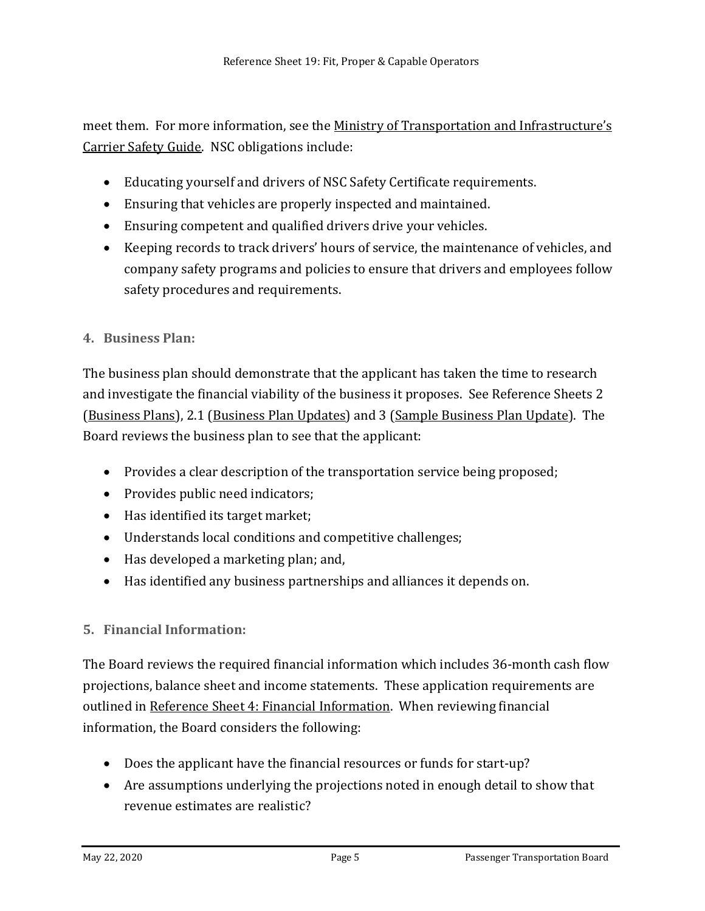meet them. For more information, see the Ministry of Transportation and Infrastructure's Carrier Safety Guide. NSC obligations include:

- Educating yourself and drivers of NSC Safety Certificate requirements.
- Ensuring that vehicles are properly inspected and maintained.
- Ensuring competent and qualified drivers drive your vehicles.
- Keeping records to track drivers' hours of service, the maintenance of vehicles, and company safety programs and policies to ensure that drivers and employees follow safety procedures and requirements.

### 4. Business Plan:

The business plan should demonstrate that the applicant has taken the time to research and investigate the financial viability of the business it proposes. See Reference Sheets 2 (Business Plans), 2.1 (Business Plan Updates) and 3 (Sample Business Plan Update). The Board reviews the business plan to see that the applicant:

- Provides a clear description of the transportation service being proposed;
- Provides public need indicators;
- Has identified its target market;
- Understands local conditions and competitive challenges;
- Has developed a marketing plan; and,
- Has identified any business partnerships and alliances it depends on.

### 5. Financial Information:

The Board reviews the required financial information which includes 36-month cash flow projections, balance sheet and income statements. These application requirements are outlined in Reference Sheet 4: Financial Information. When reviewing financial information, the Board considers the following:

- Does the applicant have the financial resources or funds for start-up?
- Are assumptions underlying the projections noted in enough detail to show that revenue estimates are realistic?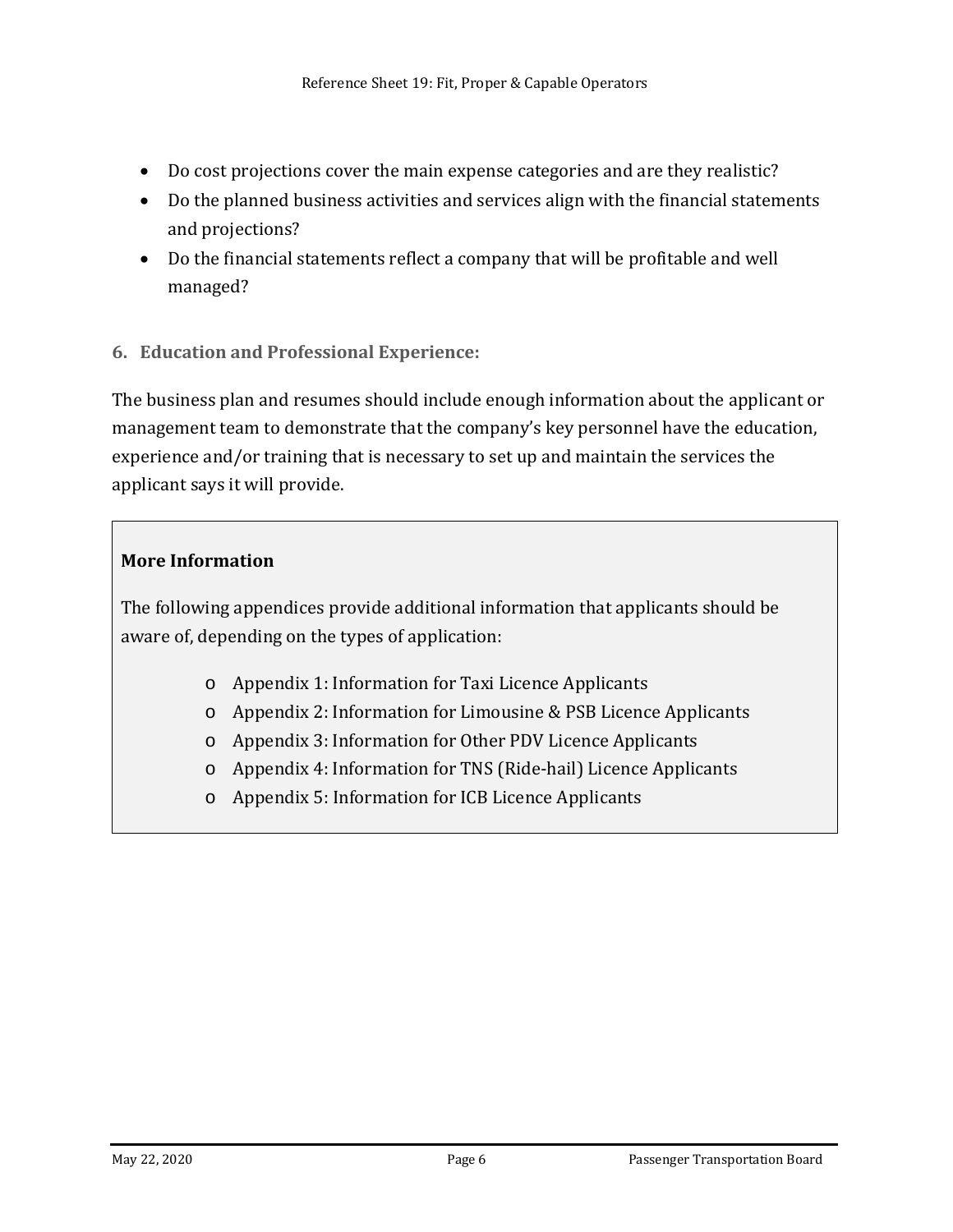- Do cost projections cover the main expense categories and are they realistic?
- Do the planned business activities and services align with the financial statements and projections?
- Do the financial statements reflect a company that will be profitable and well managed?

### 6. Education and Professional Experience:

The business plan and resumes should include enough information about the applicant or management team to demonstrate that the company's key personnel have the education, experience and/or training that is necessary to set up and maintain the services the applicant says it will provide.

**More Information**

The following appendices provide additional information that applicants should be aware of, depending on the types of application:

- Appendix 1: Information for Taxi Licence Applicants
- Appendix 2: Information for Limousine & PSB Licence Applicants
- Appendix 3: Information for Other PDV Licence Applicants
- Appendix 4: Information for TNS (Ride-hail) Licence Applicants
- Appendix 5: Information for ICB Licence Applicants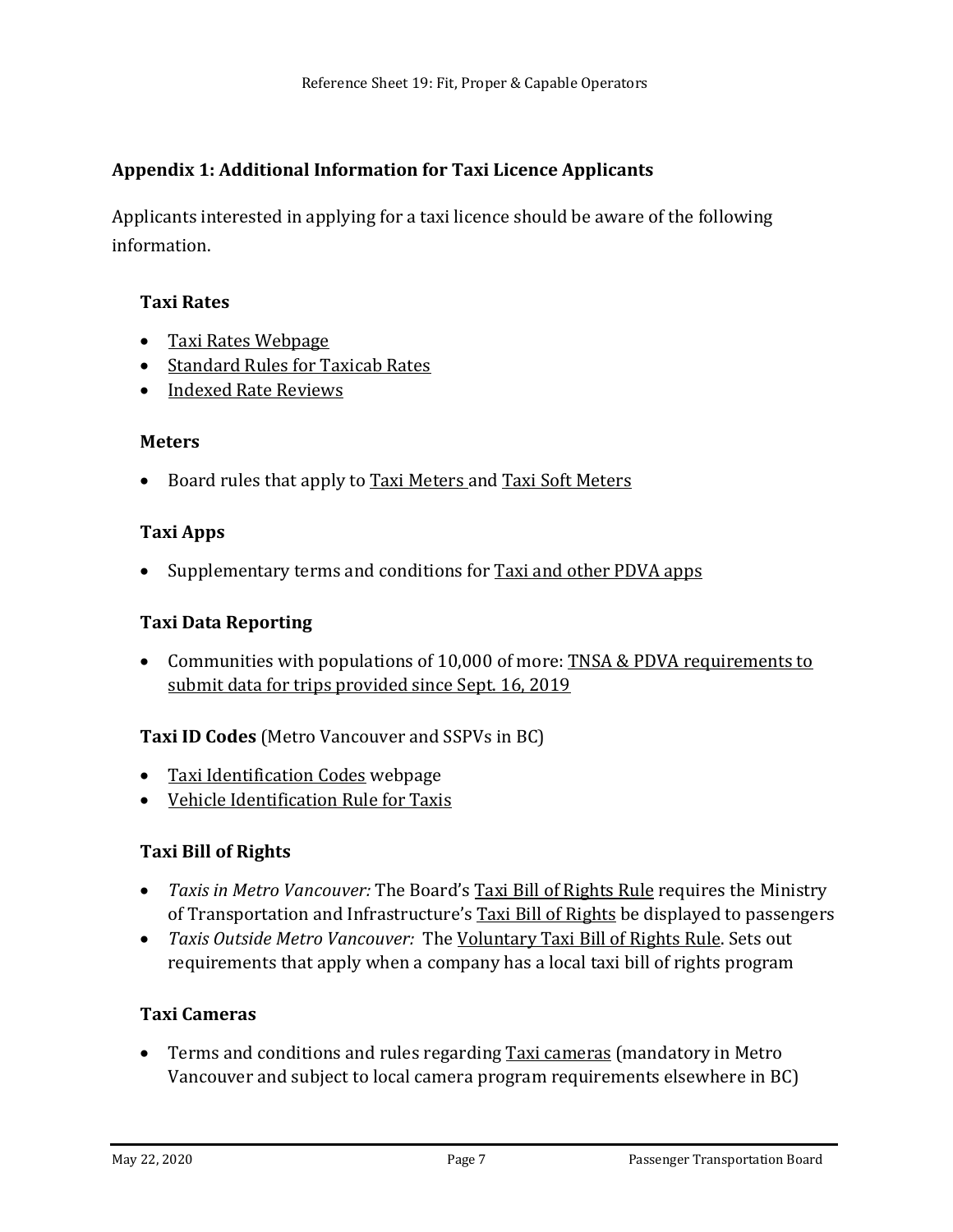## Appendix 1: Additional Information for Taxi Licence Applicants

Applicants interested in applying for a taxi licence should be aware of the following information.

### Taxi Rates

- Taxi Rates Webpage
- Standard Rules for Taxicab Rates
- Indexed Rate Reviews

### Meters

- Board rules that apply to Taxi Meters and Taxi Soft Meters

### Taxi Apps

- Supplementary terms and conditions for Taxi and other PDVA apps

### Taxi Data Reporting

- Communities with populations of 10,000 of more: TNSA & PDVA requirements to submit data for trips provided since Sept. 16, 2019

**Taxi ID Codes** (Metro Vancouver and SSPVs in BC)

- Taxi Identification Codes webpage
- Vehicle Identification Rule for Taxis

### Taxi Bill of Rights

- *Taxis in Metro Vancouver:* The Board's Taxi Bill of Rights Rule requires the Ministry of Transportation and Infrastructure's Taxi Bill of Rights be displayed to passengers
- *Taxis Outside Metro Vancouver:* The Voluntary Taxi Bill of Rights Rule. Sets out requirements that apply when a company has a local taxi bill of rights program

### Taxi Cameras

- Terms and conditions and rules regarding Taxi cameras (mandatory in Metro Vancouver and subject to local camera program requirements elsewhere in BC)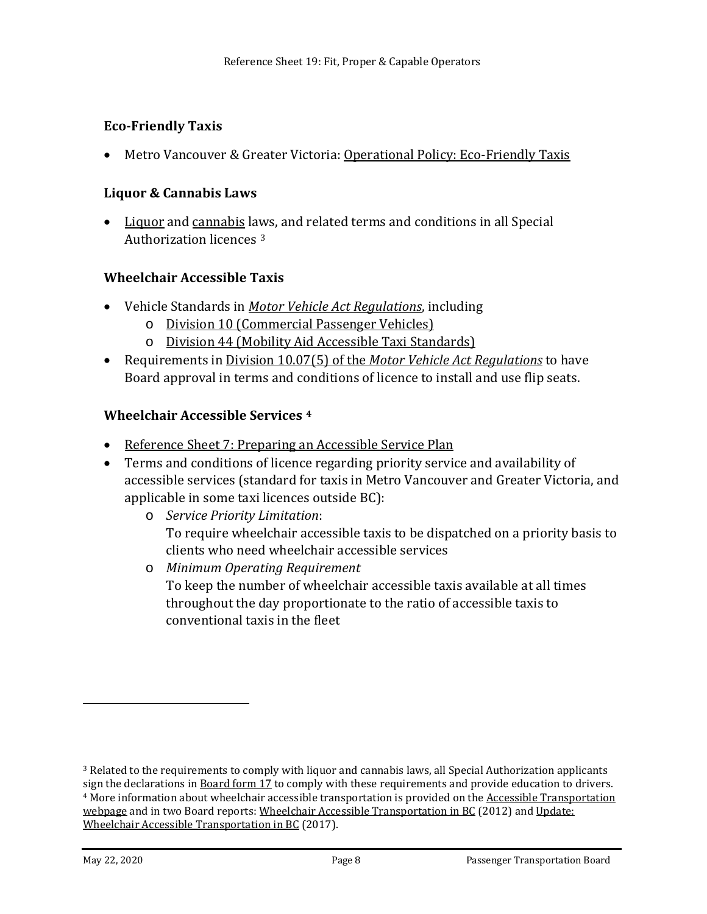### Eco-Friendly Taxis

- Metro Vancouver & Greater Victoria: Operational Policy: Eco-Friendly Taxis

### Liquor & Cannabis Laws

- Liquor and cannabis laws, and related terms and conditions in all Special Authorization licences [3]

### Wheelchair Accessible Taxis

- Vehicle Standards in *Motor Vehicle Act Regulations*, including
  - Division 10 (Commercial Passenger Vehicles)
  - Division 44 (Mobility Aid Accessible Taxi Standards)
- Requirements in Division 10.07(5) of the *Motor Vehicle Act Regulations* to have Board approval in terms and conditions of licence to install and use flip seats.

### Wheelchair Accessible Services [4]

- Reference Sheet 7: Preparing an Accessible Service Plan
- Terms and conditions of licence regarding priority service and availability of accessible services (standard for taxis in Metro Vancouver and Greater Victoria, and applicable in some taxi licences outside BC):
  - *Service Priority Limitation*:
    To require wheelchair accessible taxis to be dispatched on a priority basis to clients who need wheelchair accessible services
  - *Minimum Operating Requirement*
    To keep the number of wheelchair accessible taxis available at all times throughout the day proportionate to the ratio of accessible taxis to conventional taxis in the fleet

---

[3] Related to the requirements to comply with liquor and cannabis laws, all Special Authorization applicants sign the declarations in Board form 17 to comply with these requirements and provide education to drivers.

[4] More information about wheelchair accessible transportation is provided on the Accessible Transportation webpage and in two Board reports: Wheelchair Accessible Transportation in BC (2012) and Update: Wheelchair Accessible Transportation in BC (2017).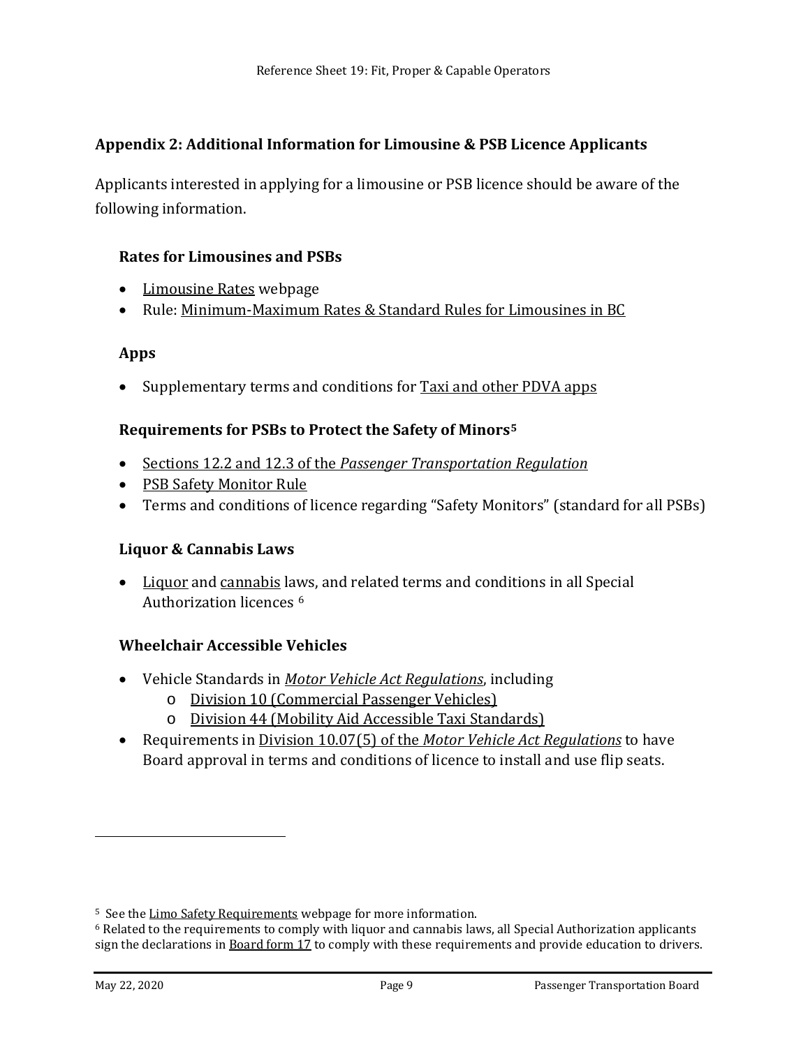## Appendix 2: Additional Information for Limousine & PSB Licence Applicants

Applicants interested in applying for a limousine or PSB licence should be aware of the following information.

### Rates for Limousines and PSBs

- Limousine Rates webpage
- Rule: Minimum-Maximum Rates & Standard Rules for Limousines in BC

### Apps

- Supplementary terms and conditions for Taxi and other PDVA apps

### Requirements for PSBs to Protect the Safety of Minors[5]

- Sections 12.2 and 12.3 of the *Passenger Transportation Regulation*
- PSB Safety Monitor Rule
- Terms and conditions of licence regarding "Safety Monitors" (standard for all PSBs)

### Liquor & Cannabis Laws

- Liquor and cannabis laws, and related terms and conditions in all Special Authorization licences [6]

### Wheelchair Accessible Vehicles

- Vehicle Standards in *Motor Vehicle Act Regulations*, including
  - Division 10 (Commercial Passenger Vehicles)
  - Division 44 (Mobility Aid Accessible Taxi Standards)
- Requirements in Division 10.07(5) of the *Motor Vehicle Act Regulations* to have Board approval in terms and conditions of licence to install and use flip seats.

---

[5] See the Limo Safety Requirements webpage for more information.

[6] Related to the requirements to comply with liquor and cannabis laws, all Special Authorization applicants sign the declarations in Board form 17 to comply with these requirements and provide education to drivers.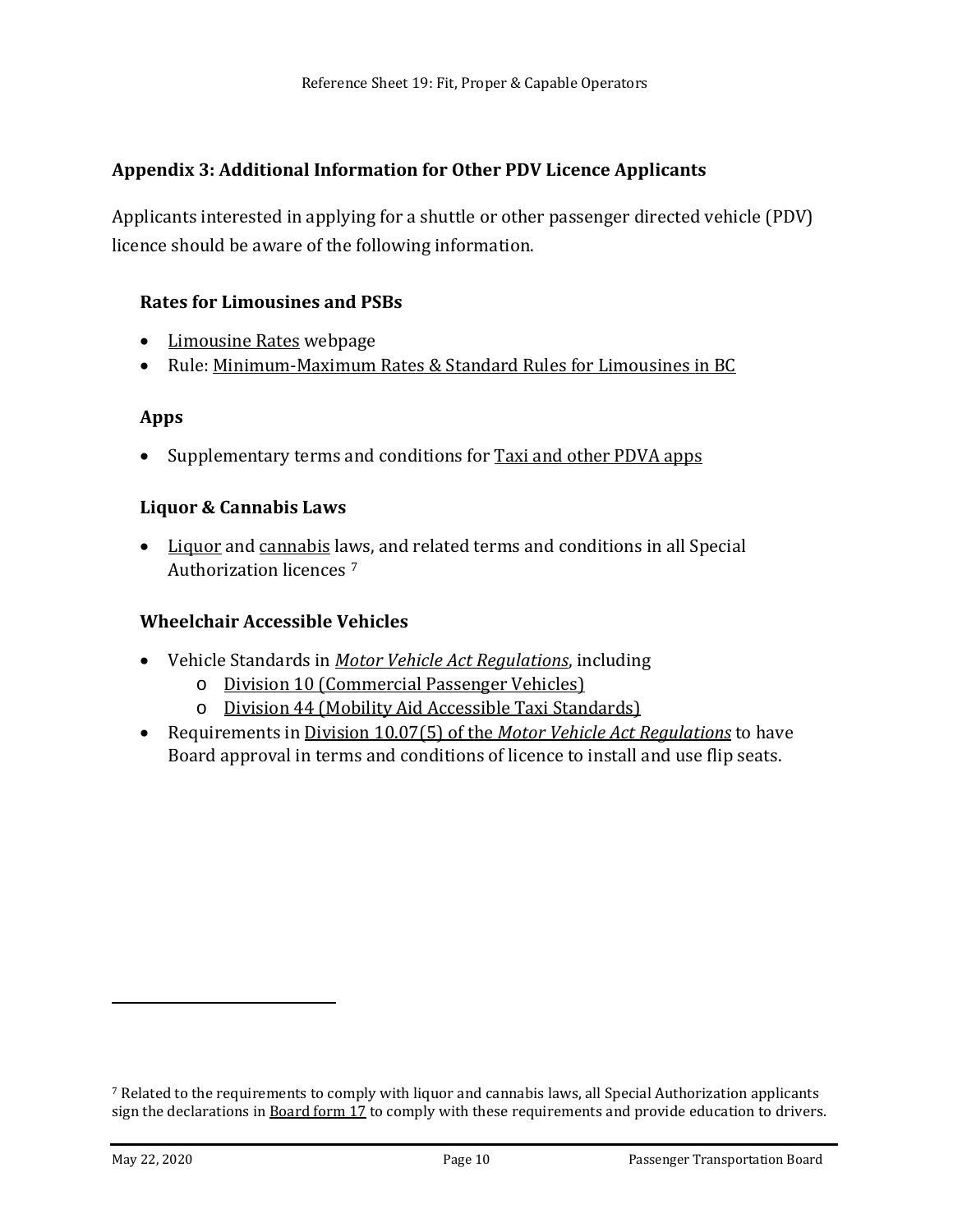## Appendix 3: Additional Information for Other PDV Licence Applicants

Applicants interested in applying for a shuttle or other passenger directed vehicle (PDV) licence should be aware of the following information.

### Rates for Limousines and PSBs

- Limousine Rates webpage
- Rule: Minimum-Maximum Rates & Standard Rules for Limousines in BC

### Apps

- Supplementary terms and conditions for Taxi and other PDVA apps

### Liquor & Cannabis Laws

- Liquor and cannabis laws, and related terms and conditions in all Special Authorization licences [7]

### Wheelchair Accessible Vehicles

- Vehicle Standards in *Motor Vehicle Act Regulations*, including
  - Division 10 (Commercial Passenger Vehicles)
  - Division 44 (Mobility Aid Accessible Taxi Standards)
- Requirements in Division 10.07(5) of the *Motor Vehicle Act Regulations* to have Board approval in terms and conditions of licence to install and use flip seats.

---

[7] Related to the requirements to comply with liquor and cannabis laws, all Special Authorization applicants sign the declarations in Board form 17 to comply with these requirements and provide education to drivers.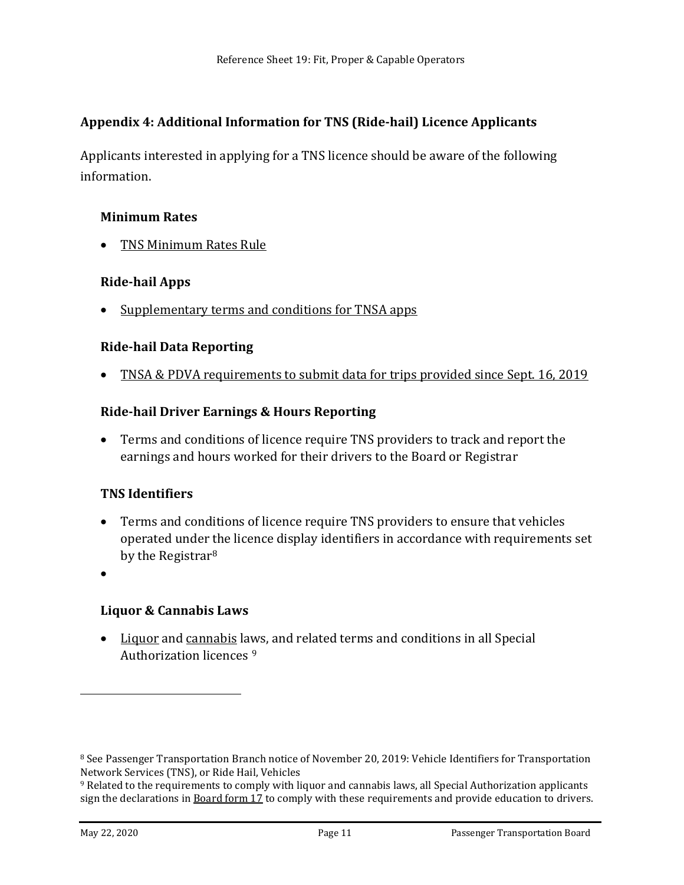## Appendix 4: Additional Information for TNS (Ride-hail) Licence Applicants

Applicants interested in applying for a TNS licence should be aware of the following information.

### Minimum Rates

- TNS Minimum Rates Rule

### Ride-hail Apps

- Supplementary terms and conditions for TNSA apps

### Ride-hail Data Reporting

- TNSA & PDVA requirements to submit data for trips provided since Sept. 16, 2019

### Ride-hail Driver Earnings & Hours Reporting

- Terms and conditions of licence require TNS providers to track and report the earnings and hours worked for their drivers to the Board or Registrar

### TNS Identifiers

- Terms and conditions of licence require TNS providers to ensure that vehicles operated under the licence display identifiers in accordance with requirements set by the Registrar[8]

### Liquor & Cannabis Laws

- Liquor and cannabis laws, and related terms and conditions in all Special Authorization licences [9]

---

[8] See Passenger Transportation Branch notice of November 20, 2019: Vehicle Identifiers for Transportation Network Services (TNS), or Ride Hail, Vehicles

[9] Related to the requirements to comply with liquor and cannabis laws, all Special Authorization applicants sign the declarations in Board form 17 to comply with these requirements and provide education to drivers.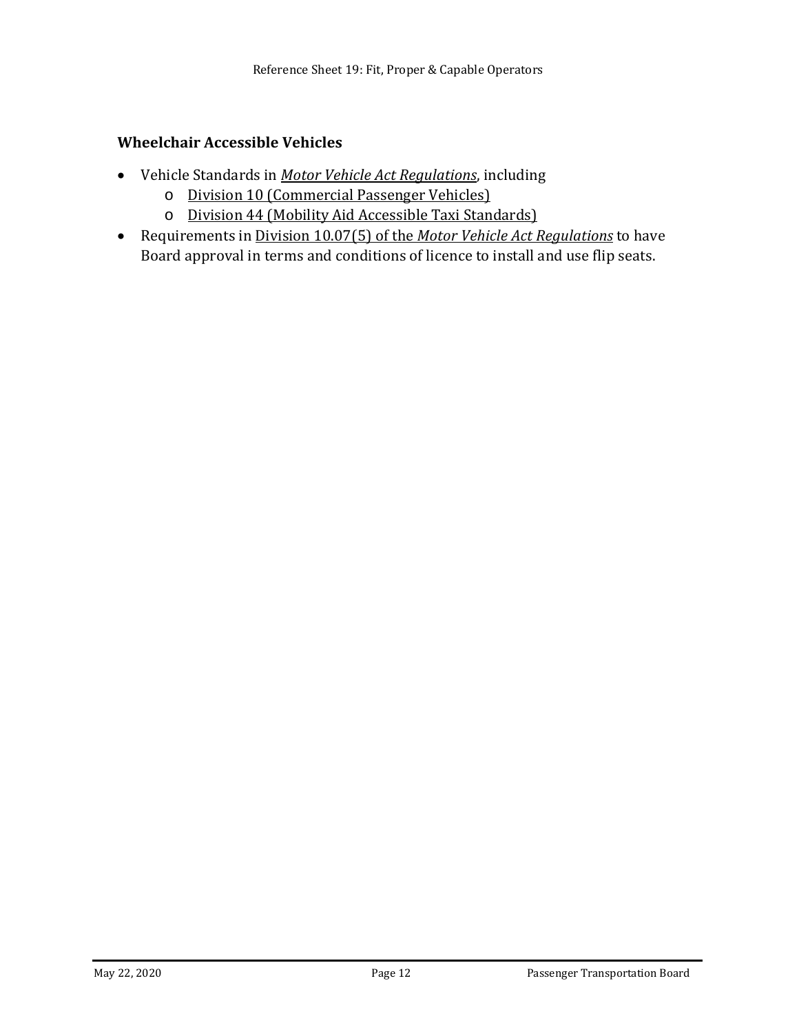### Wheelchair Accessible Vehicles

- Vehicle Standards in *Motor Vehicle Act Regulations*, including
  - Division 10 (Commercial Passenger Vehicles)
  - Division 44 (Mobility Aid Accessible Taxi Standards)
- Requirements in Division 10.07(5) of the *Motor Vehicle Act Regulations* to have Board approval in terms and conditions of licence to install and use flip seats.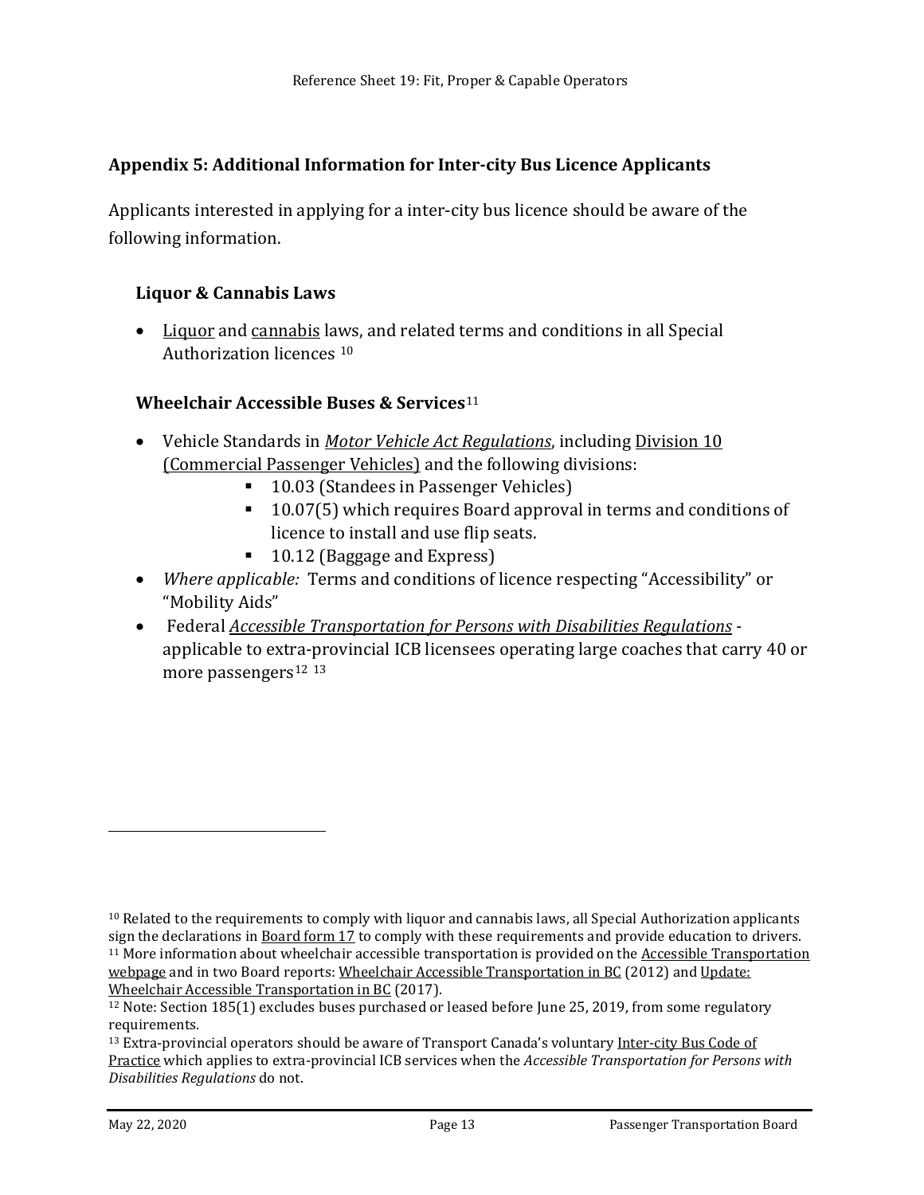## Appendix 5: Additional Information for Inter-city Bus Licence Applicants

Applicants interested in applying for a inter-city bus licence should be aware of the following information.

### Liquor & Cannabis Laws

- Liquor and cannabis laws, and related terms and conditions in all Special Authorization licences [10]

### Wheelchair Accessible Buses & Services[11]

- Vehicle Standards in *Motor Vehicle Act Regulations*, including Division 10 (Commercial Passenger Vehicles) and the following divisions:
  - 10.03 (Standees in Passenger Vehicles)
  - 10.07(5) which requires Board approval in terms and conditions of licence to install and use flip seats.
  - 10.12 (Baggage and Express)
- *Where applicable:* Terms and conditions of licence respecting "Accessibility" or "Mobility Aids"
- Federal *Accessible Transportation for Persons with Disabilities Regulations* - applicable to extra-provincial ICB licensees operating large coaches that carry 40 or more passengers[12] [13]

---

[10] Related to the requirements to comply with liquor and cannabis laws, all Special Authorization applicants sign the declarations in Board form 17 to comply with these requirements and provide education to drivers.

[11] More information about wheelchair accessible transportation is provided on the Accessible Transportation webpage and in two Board reports: Wheelchair Accessible Transportation in BC (2012) and Update: Wheelchair Accessible Transportation in BC (2017).

[12] Note: Section 185(1) excludes buses purchased or leased before June 25, 2019, from some regulatory requirements.

[13] Extra-provincial operators should be aware of Transport Canada's voluntary Inter-city Bus Code of Practice which applies to extra-provincial ICB services when the *Accessible Transportation for Persons with Disabilities Regulations* do not.